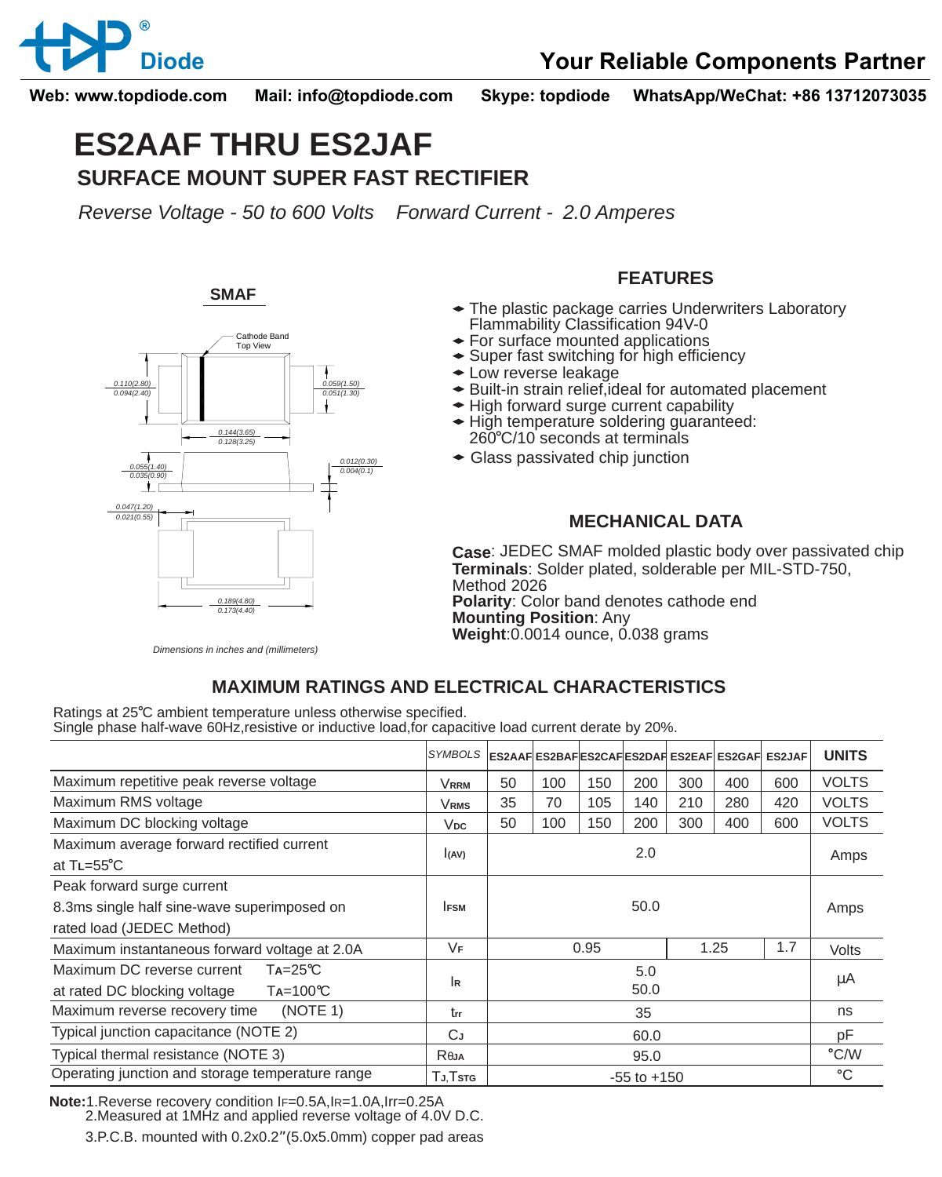Web: www.topdiode.com  Mail: info@topdiode.com  Skype: topdiode  WhatsApp/WeChat: +86 13712073035

# ES2AAF THRU ES2JAF

## SURFACE MOUNT SUPER FAST RECTIFIER

*Reverse Voltage - 50 to 600 Volts   Forward Current - 2.0 Amperes*

**SMAF**

Cathode Band Top View

0.110(2.80) / 0.094(2.40)
0.059(1.50) / 0.051(1.30)
0.144(3.65) / 0.128(3.25)
0.055(1.40) / 0.035(0.90)
0.012(0.30) / 0.004(0.1)
0.047(1.20) / 0.021(0.55)
0.189(4.80) / 0.173(4.40)

*Dimensions in inches and (millimeters)*

### FEATURES

- The plastic package carries Underwriters Laboratory Flammability Classification 94V-0
- For surface mounted applications
- Super fast switching for high efficiency
- Low reverse leakage
- Built-in strain relief,ideal for automated placement
- High forward surge current capability
- High temperature soldering guaranteed: 260℃/10 seconds at terminals
- Glass passivated chip junction

### MECHANICAL DATA

**Case**: JEDEC SMAF molded plastic body over passivated chip
**Terminals**: Solder plated, solderable per MIL-STD-750, Method 2026
**Polarity**: Color band denotes cathode end
**Mounting Position**: Any
**Weight**:0.0014 ounce, 0.038 grams

### MAXIMUM RATINGS AND ELECTRICAL CHARACTERISTICS

Ratings at 25℃ ambient temperature unless otherwise specified.
Single phase half-wave 60Hz,resistive or inductive load,for capacitive load current derate by 20%.

| | SYMBOLS | ES2AAF | ES2BAF | ES2CAF | ES2DAF | ES2EAF | ES2GAF | ES2JAF | UNITS |
|---|---|---|---|---|---|---|---|---|---|
| Maximum repetitive peak reverse voltage | $V_{RRM}$ | 50 | 100 | 150 | 200 | 300 | 400 | 600 | VOLTS |
| Maximum RMS voltage | $V_{RMS}$ | 35 | 70 | 105 | 140 | 210 | 280 | 420 | VOLTS |
| Maximum DC blocking voltage | $V_{DC}$ | 50 | 100 | 150 | 200 | 300 | 400 | 600 | VOLTS |
| Maximum average forward rectified current at $T_L$=55℃ | $I_{(AV)}$ | 2.0 | | | | | | | Amps |
| Peak forward surge current 8.3ms single half sine-wave superimposed on rated load (JEDEC Method) | $I_{FSM}$ | 50.0 | | | | | | | Amps |
| Maximum instantaneous forward voltage at 2.0A | $V_F$ | 0.95 | | | | 1.25 | | 1.7 | Volts |
| Maximum DC reverse current at rated DC blocking voltage $T_A$=25℃ / $T_A$=100℃ | $I_R$ | 5.0 / 50.0 | | | | | | | μA |
| Maximum reverse recovery time (NOTE 1) | $t_{rr}$ | 35 | | | | | | | ns |
| Typical junction capacitance (NOTE 2) | $C_J$ | 60.0 | | | | | | | pF |
| Typical thermal resistance (NOTE 3) | $R_{\theta JA}$ | 95.0 | | | | | | | ℃/W |
| Operating junction and storage temperature range | $T_J,T_{STG}$ | -55 to +150 | | | | | | | ℃ |

**Note:**1.Reverse recovery condition $I_F$=0.5A,$I_R$=1.0A,Irr=0.25A
2.Measured at 1MHz and applied reverse voltage of 4.0V D.C.
3.P.C.B. mounted with 0.2x0.2″(5.0x5.0mm) copper pad areas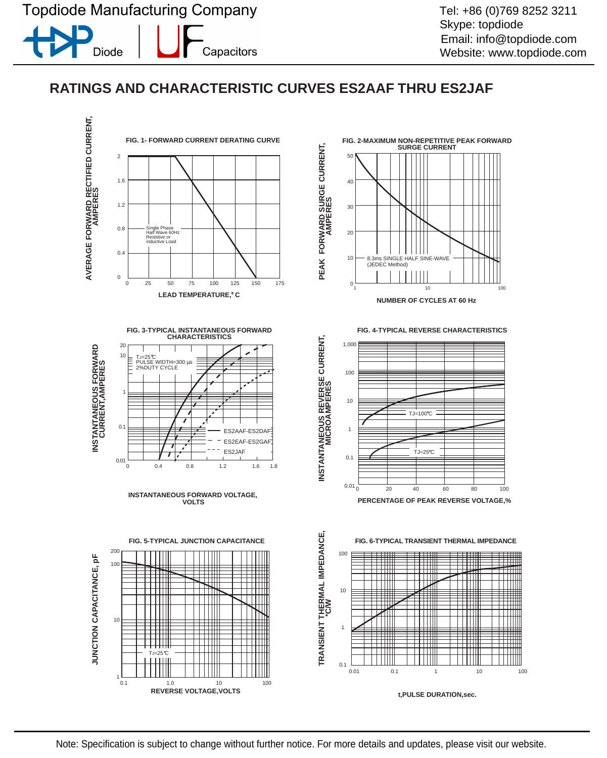# RATINGS AND CHARACTERISTIC CURVES ES2AAF THRU ES2JAF

**FIG. 1- FORWARD CURRENT DERATING CURVE**

AVERAGE FORWARD RECTIFIED CURRENT, AMPERES

2
1.6
1.2
0.8
0.4
0

Single Phase
Half Wave 60Hz
Resistive or
inductive Load

0 25 50 75 100 125 150 175

LEAD TEMPERATURE,°C

**FIG. 2-MAXIMUM NON-REPETITIVE PEAK FORWARD SURGE CURRENT**

PEAK FORWARD SURGE CURRENT, AMPERES

50
40
30
20
10
0

8.3ms SINGLE HALF SINE-WAVE
(JEDEC Method)

1 10 100

NUMBER OF CYCLES AT 60 Hz

**FIG. 3-TYPICAL INSTANTANEOUS FORWARD CHARACTERISTICS**

INSTANTANEOUS FORWARD CURRENT,AMPERES

20
10
1
0.1
0.01

TJ=25℃
PULSE WIDTH=300 μs
2%DUTY CYCLE

ES2AAF-ES2DAF
ES2EAF-ES2GAF
ES2JAF

0 0.4 0.8 1.2 1.6 1.8

INSTANTANEOUS FORWARD VOLTAGE, VOLTS

**FIG. 4-TYPICAL REVERSE CHARACTERISTICS**

INSTANTANEOUS REVERSE CURRENT, MICROAMPERES

1,000
100
10
1
0.1
0.01

TJ=100℃
TJ=25℃

0 20 40 60 80 100

PERCENTAGE OF PEAK REVERSE VOLTAGE,%

**FIG. 5-TYPICAL JUNCTION CAPACITANCE**

JUNCTION CAPACITANCE, pF

200
100
10
1

TJ=25℃

0.1 1.0 10 100

REVERSE VOLTAGE,VOLTS

**FIG. 6-TYPICAL TRANSIENT THERMAL IMPEDANCE**

TRANSIENT THERMAL IMPEDANCE, °C/W

100
10
1
0.1

0.01 0.1 1 10 100

t,PULSE DURATION,sec.

Note: Specification is subject to change without further notice. For more details and updates, please visit our website.